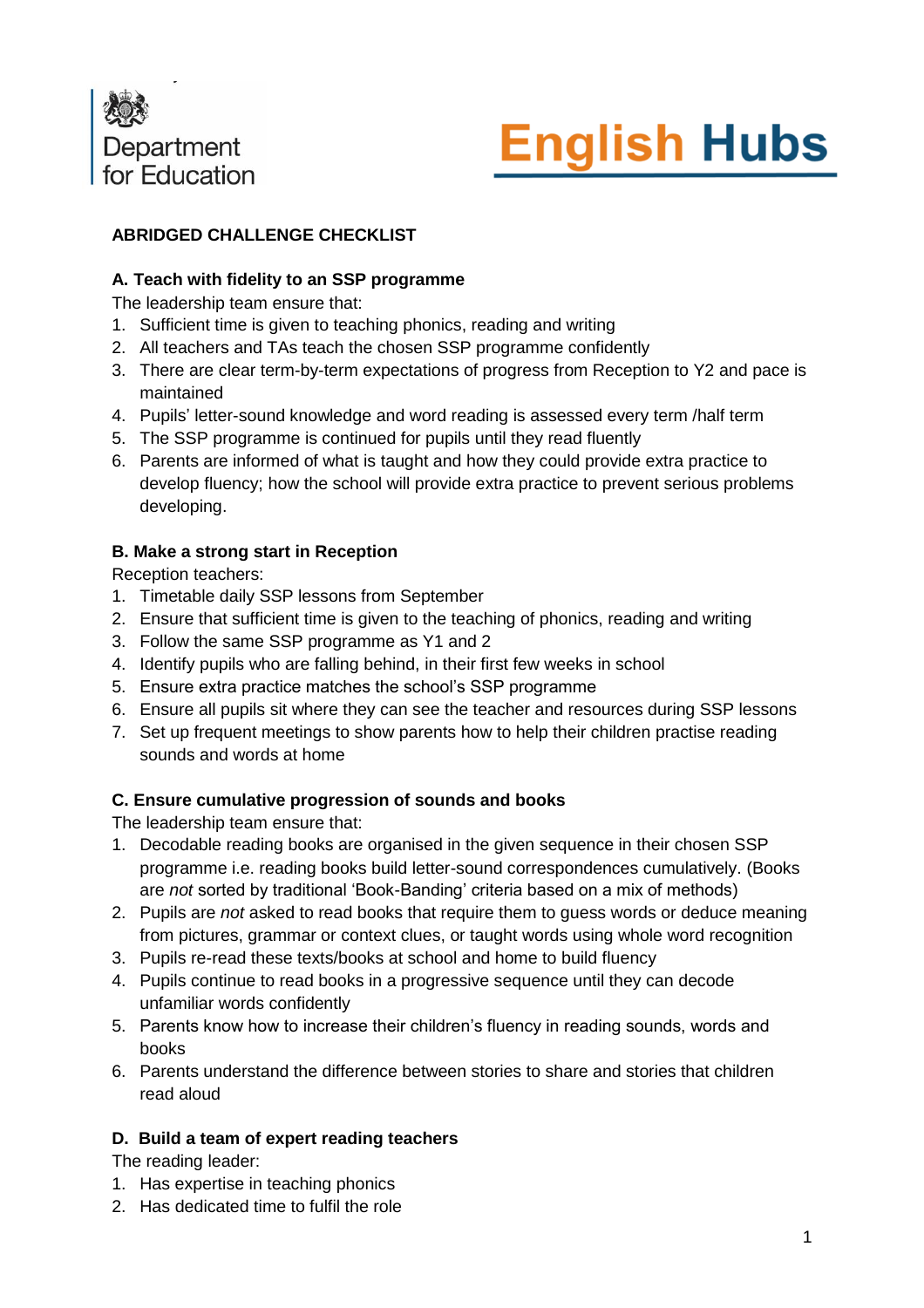Department for Education

English Hubs

## ABRIDGED CHALLENGE CHECKLIST

### A. Teach with fidelity to an SSP programme

The leadership team ensure that:

1. Sufficient time is given to teaching phonics, reading and writing
2. All teachers and TAs teach the chosen SSP programme confidently
3. There are clear term-by-term expectations of progress from Reception to Y2 and pace is maintained
4. Pupils' letter-sound knowledge and word reading is assessed every term /half term
5. The SSP programme is continued for pupils until they read fluently
6. Parents are informed of what is taught and how they could provide extra practice to develop fluency; how the school will provide extra practice to prevent serious problems developing.

### B. Make a strong start in Reception

Reception teachers:

1. Timetable daily SSP lessons from September
2. Ensure that sufficient time is given to the teaching of phonics, reading and writing
3. Follow the same SSP programme as Y1 and 2
4. Identify pupils who are falling behind, in their first few weeks in school
5. Ensure extra practice matches the school's SSP programme
6. Ensure all pupils sit where they can see the teacher and resources during SSP lessons
7. Set up frequent meetings to show parents how to help their children practise reading sounds and words at home

### C. Ensure cumulative progression of sounds and books

The leadership team ensure that:

1. Decodable reading books are organised in the given sequence in their chosen SSP programme i.e. reading books build letter-sound correspondences cumulatively. (Books are *not* sorted by traditional 'Book-Banding' criteria based on a mix of methods)
2. Pupils are *not* asked to read books that require them to guess words or deduce meaning from pictures, grammar or context clues, or taught words using whole word recognition
3. Pupils re-read these texts/books at school and home to build fluency
4. Pupils continue to read books in a progressive sequence until they can decode unfamiliar words confidently
5. Parents know how to increase their children's fluency in reading sounds, words and books
6. Parents understand the difference between stories to share and stories that children read aloud

### D. Build a team of expert reading teachers

The reading leader:

1. Has expertise in teaching phonics
2. Has dedicated time to fulfil the role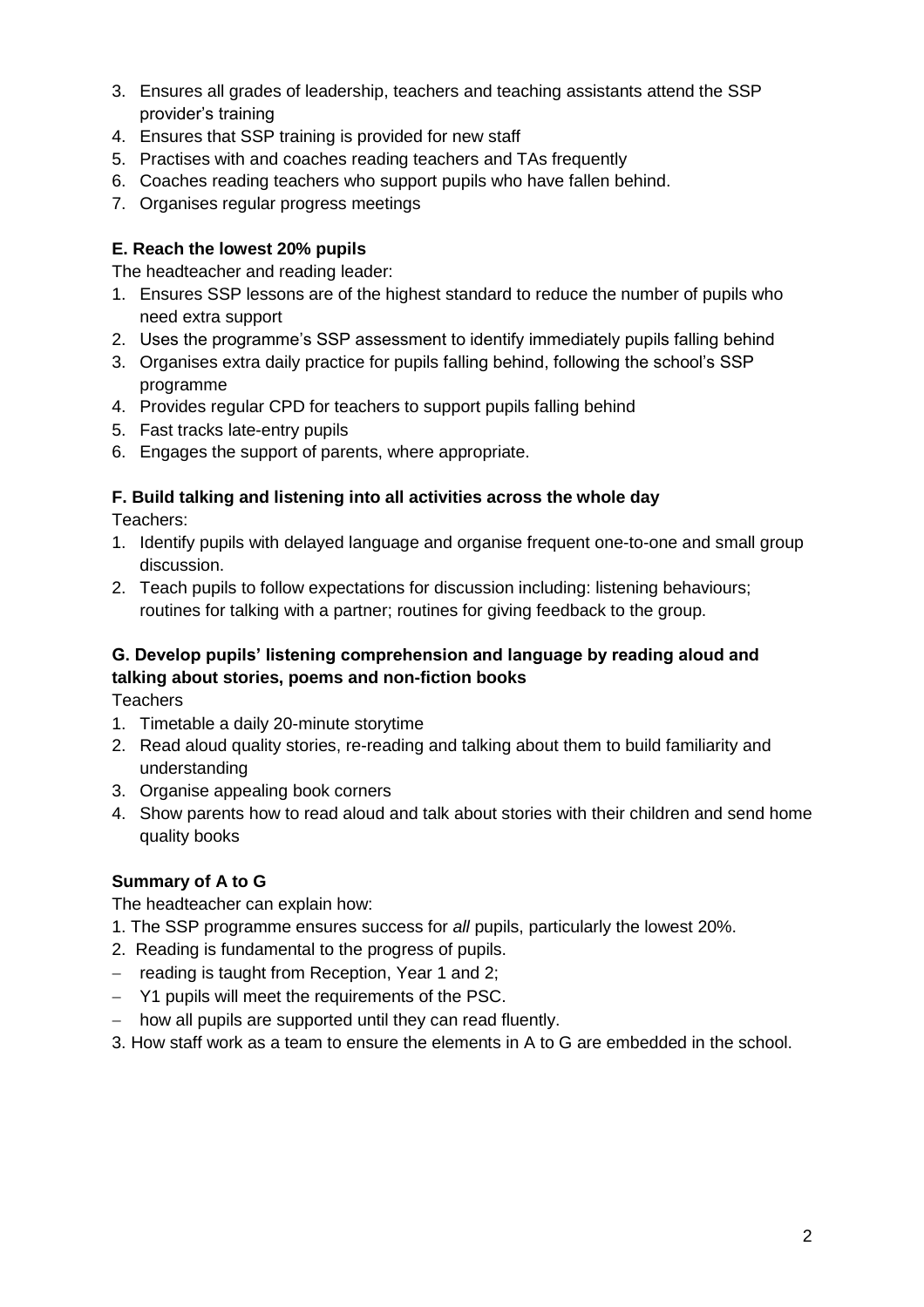3. Ensures all grades of leadership, teachers and teaching assistants attend the SSP provider's training
4. Ensures that SSP training is provided for new staff
5. Practises with and coaches reading teachers and TAs frequently
6. Coaches reading teachers who support pupils who have fallen behind.
7. Organises regular progress meetings

**E. Reach the lowest 20% pupils**

The headteacher and reading leader:

1. Ensures SSP lessons are of the highest standard to reduce the number of pupils who need extra support
2. Uses the programme's SSP assessment to identify immediately pupils falling behind
3. Organises extra daily practice for pupils falling behind, following the school's SSP programme
4. Provides regular CPD for teachers to support pupils falling behind
5. Fast tracks late-entry pupils
6. Engages the support of parents, where appropriate.

**F. Build talking and listening into all activities across the whole day**

Teachers:

1. Identify pupils with delayed language and organise frequent one-to-one and small group discussion.
2. Teach pupils to follow expectations for discussion including: listening behaviours; routines for talking with a partner; routines for giving feedback to the group.

**G. Develop pupils' listening comprehension and language by reading aloud and talking about stories, poems and non-fiction books**

Teachers

1. Timetable a daily 20-minute storytime
2. Read aloud quality stories, re-reading and talking about them to build familiarity and understanding
3. Organise appealing book corners
4. Show parents how to read aloud and talk about stories with their children and send home quality books

**Summary of A to G**

The headteacher can explain how:

1. The SSP programme ensures success for *all* pupils, particularly the lowest 20%.
2. Reading is fundamental to the progress of pupils.
   - reading is taught from Reception, Year 1 and 2;
   - Y1 pupils will meet the requirements of the PSC.
   - how all pupils are supported until they can read fluently.
3. How staff work as a team to ensure the elements in A to G are embedded in the school.